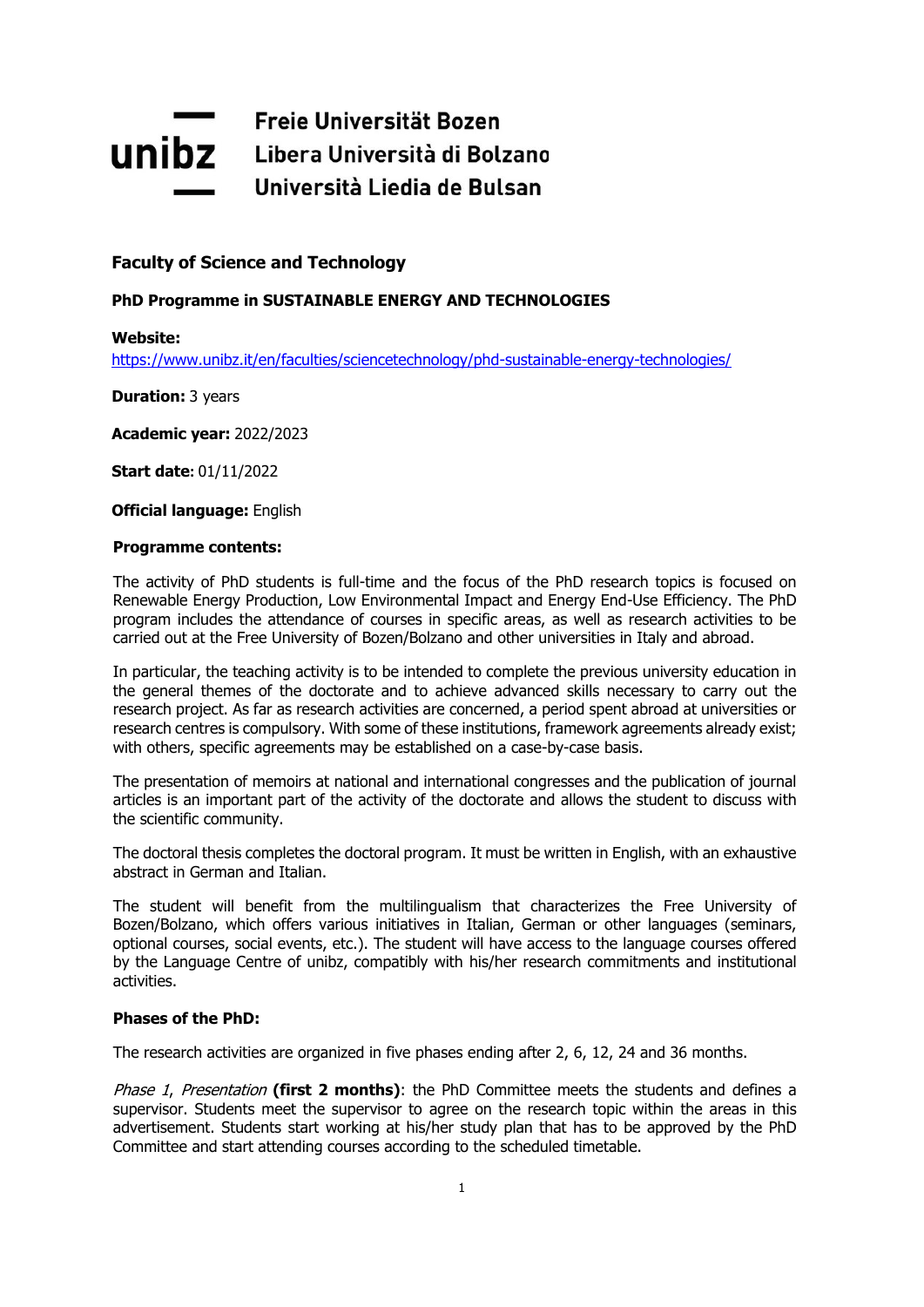Freie Universität Bozen
Libera Università di Bolzano
Università Liedia de Bulsan

## Faculty of Science and Technology

### PhD Programme in SUSTAINABLE ENERGY AND TECHNOLOGIES

**Website:**
https://www.unibz.it/en/faculties/sciencetechnology/phd-sustainable-energy-technologies/

**Duration:** 3 years

**Academic year:** 2022/2023

**Start date**: 01/11/2022

**Official language:** English

**Programme contents:**

The activity of PhD students is full-time and the focus of the PhD research topics is focused on Renewable Energy Production, Low Environmental Impact and Energy End-Use Efficiency. The PhD program includes the attendance of courses in specific areas, as well as research activities to be carried out at the Free University of Bozen/Bolzano and other universities in Italy and abroad.

In particular, the teaching activity is to be intended to complete the previous university education in the general themes of the doctorate and to achieve advanced skills necessary to carry out the research project. As far as research activities are concerned, a period spent abroad at universities or research centres is compulsory. With some of these institutions, framework agreements already exist; with others, specific agreements may be established on a case-by-case basis.

The presentation of memoirs at national and international congresses and the publication of journal articles is an important part of the activity of the doctorate and allows the student to discuss with the scientific community.

The doctoral thesis completes the doctoral program. It must be written in English, with an exhaustive abstract in German and Italian.

The student will benefit from the multilingualism that characterizes the Free University of Bozen/Bolzano, which offers various initiatives in Italian, German or other languages (seminars, optional courses, social events, etc.). The student will have access to the language courses offered by the Language Centre of unibz, compatibly with his/her research commitments and institutional activities.

**Phases of the PhD:**

The research activities are organized in five phases ending after 2, 6, 12, 24 and 36 months.

*Phase 1*, *Presentation* **(first 2 months)**: the PhD Committee meets the students and defines a supervisor. Students meet the supervisor to agree on the research topic within the areas in this advertisement. Students start working at his/her study plan that has to be approved by the PhD Committee and start attending courses according to the scheduled timetable.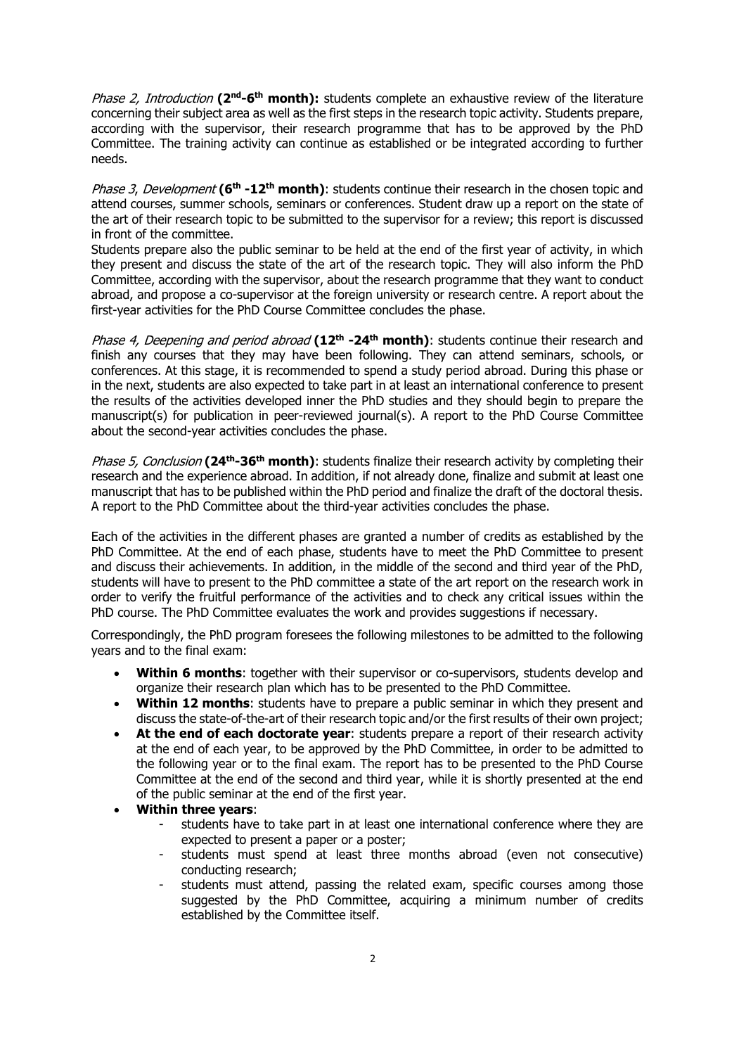*Phase 2, Introduction* **(2nd-6th month):** students complete an exhaustive review of the literature concerning their subject area as well as the first steps in the research topic activity. Students prepare, according with the supervisor, their research programme that has to be approved by the PhD Committee. The training activity can continue as established or be integrated according to further needs.

*Phase 3, Development* **(6th -12th month)**: students continue their research in the chosen topic and attend courses, summer schools, seminars or conferences. Student draw up a report on the state of the art of their research topic to be submitted to the supervisor for a review; this report is discussed in front of the committee.

Students prepare also the public seminar to be held at the end of the first year of activity, in which they present and discuss the state of the art of the research topic. They will also inform the PhD Committee, according with the supervisor, about the research programme that they want to conduct abroad, and propose a co-supervisor at the foreign university or research centre. A report about the first-year activities for the PhD Course Committee concludes the phase.

*Phase 4, Deepening and period abroad* **(12th -24th month)**: students continue their research and finish any courses that they may have been following. They can attend seminars, schools, or conferences. At this stage, it is recommended to spend a study period abroad. During this phase or in the next, students are also expected to take part in at least an international conference to present the results of the activities developed inner the PhD studies and they should begin to prepare the manuscript(s) for publication in peer-reviewed journal(s). A report to the PhD Course Committee about the second-year activities concludes the phase.

*Phase 5, Conclusion* **(24th-36th month)**: students finalize their research activity by completing their research and the experience abroad. In addition, if not already done, finalize and submit at least one manuscript that has to be published within the PhD period and finalize the draft of the doctoral thesis. A report to the PhD Committee about the third-year activities concludes the phase.

Each of the activities in the different phases are granted a number of credits as established by the PhD Committee. At the end of each phase, students have to meet the PhD Committee to present and discuss their achievements. In addition, in the middle of the second and third year of the PhD, students will have to present to the PhD committee a state of the art report on the research work in order to verify the fruitful performance of the activities and to check any critical issues within the PhD course. The PhD Committee evaluates the work and provides suggestions if necessary.

Correspondingly, the PhD program foresees the following milestones to be admitted to the following years and to the final exam:

- **Within 6 months**: together with their supervisor or co-supervisors, students develop and organize their research plan which has to be presented to the PhD Committee.
- **Within 12 months**: students have to prepare a public seminar in which they present and discuss the state-of-the-art of their research topic and/or the first results of their own project;
- **At the end of each doctorate year**: students prepare a report of their research activity at the end of each year, to be approved by the PhD Committee, in order to be admitted to the following year or to the final exam. The report has to be presented to the PhD Course Committee at the end of the second and third year, while it is shortly presented at the end of the public seminar at the end of the first year.
- **Within three years**:
  - students have to take part in at least one international conference where they are expected to present a paper or a poster;
  - students must spend at least three months abroad (even not consecutive) conducting research;
  - students must attend, passing the related exam, specific courses among those suggested by the PhD Committee, acquiring a minimum number of credits established by the Committee itself.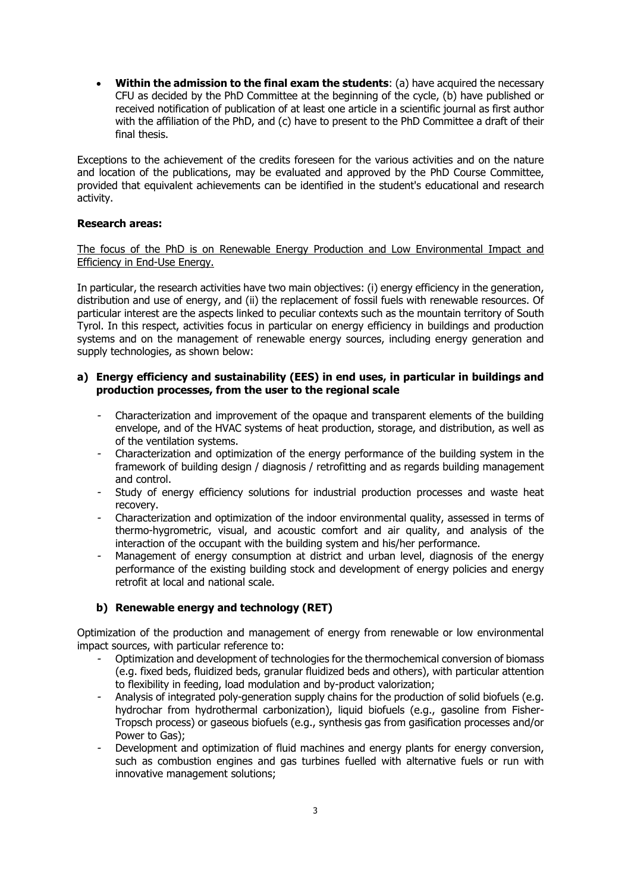- **Within the admission to the final exam the students**: (a) have acquired the necessary CFU as decided by the PhD Committee at the beginning of the cycle, (b) have published or received notification of publication of at least one article in a scientific journal as first author with the affiliation of the PhD, and (c) have to present to the PhD Committee a draft of their final thesis.

Exceptions to the achievement of the credits foreseen for the various activities and on the nature and location of the publications, may be evaluated and approved by the PhD Course Committee, provided that equivalent achievements can be identified in the student's educational and research activity.

**Research areas:**

<u>The focus of the PhD is on Renewable Energy Production and Low Environmental Impact and Efficiency in End-Use Energy.</u>

In particular, the research activities have two main objectives: (i) energy efficiency in the generation, distribution and use of energy, and (ii) the replacement of fossil fuels with renewable resources. Of particular interest are the aspects linked to peculiar contexts such as the mountain territory of South Tyrol. In this respect, activities focus in particular on energy efficiency in buildings and production systems and on the management of renewable energy sources, including energy generation and supply technologies, as shown below:

**a) Energy efficiency and sustainability (EES) in end uses, in particular in buildings and production processes, from the user to the regional scale**

- Characterization and improvement of the opaque and transparent elements of the building envelope, and of the HVAC systems of heat production, storage, and distribution, as well as of the ventilation systems.
- Characterization and optimization of the energy performance of the building system in the framework of building design / diagnosis / retrofitting and as regards building management and control.
- Study of energy efficiency solutions for industrial production processes and waste heat recovery.
- Characterization and optimization of the indoor environmental quality, assessed in terms of thermo-hygrometric, visual, and acoustic comfort and air quality, and analysis of the interaction of the occupant with the building system and his/her performance.
- Management of energy consumption at district and urban level, diagnosis of the energy performance of the existing building stock and development of energy policies and energy retrofit at local and national scale.

**b) Renewable energy and technology (RET)**

Optimization of the production and management of energy from renewable or low environmental impact sources, with particular reference to:

- Optimization and development of technologies for the thermochemical conversion of biomass (e.g. fixed beds, fluidized beds, granular fluidized beds and others), with particular attention to flexibility in feeding, load modulation and by-product valorization;
- Analysis of integrated poly-generation supply chains for the production of solid biofuels (e.g. hydrochar from hydrothermal carbonization), liquid biofuels (e.g., gasoline from Fisher-Tropsch process) or gaseous biofuels (e.g., synthesis gas from gasification processes and/or Power to Gas);
- Development and optimization of fluid machines and energy plants for energy conversion, such as combustion engines and gas turbines fuelled with alternative fuels or run with innovative management solutions;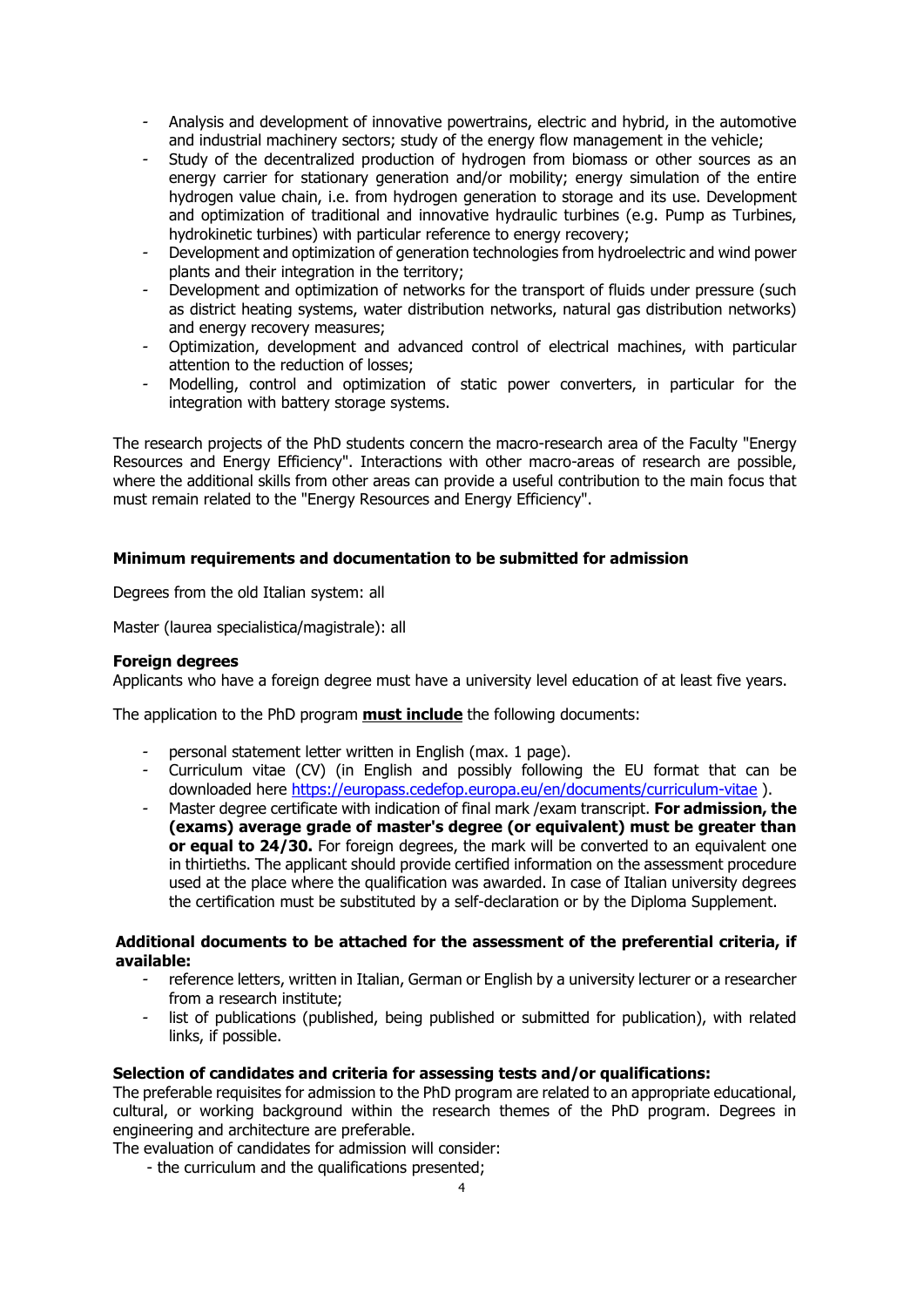- Analysis and development of innovative powertrains, electric and hybrid, in the automotive and industrial machinery sectors; study of the energy flow management in the vehicle;
- Study of the decentralized production of hydrogen from biomass or other sources as an energy carrier for stationary generation and/or mobility; energy simulation of the entire hydrogen value chain, i.e. from hydrogen generation to storage and its use. Development and optimization of traditional and innovative hydraulic turbines (e.g. Pump as Turbines, hydrokinetic turbines) with particular reference to energy recovery;
- Development and optimization of generation technologies from hydroelectric and wind power plants and their integration in the territory;
- Development and optimization of networks for the transport of fluids under pressure (such as district heating systems, water distribution networks, natural gas distribution networks) and energy recovery measures;
- Optimization, development and advanced control of electrical machines, with particular attention to the reduction of losses;
- Modelling, control and optimization of static power converters, in particular for the integration with battery storage systems.

The research projects of the PhD students concern the macro-research area of the Faculty "Energy Resources and Energy Efficiency". Interactions with other macro-areas of research are possible, where the additional skills from other areas can provide a useful contribution to the main focus that must remain related to the "Energy Resources and Energy Efficiency".

**Minimum requirements and documentation to be submitted for admission**

Degrees from the old Italian system: all

Master (laurea specialistica/magistrale): all

**Foreign degrees**

Applicants who have a foreign degree must have a university level education of at least five years.

The application to the PhD program **must include** the following documents:

- personal statement letter written in English (max. 1 page).
- Curriculum vitae (CV) (in English and possibly following the EU format that can be downloaded here https://europass.cedefop.europa.eu/en/documents/curriculum-vitae ).
- Master degree certificate with indication of final mark /exam transcript. **For admission, the (exams) average grade of master's degree (or equivalent) must be greater than or equal to 24/30.** For foreign degrees, the mark will be converted to an equivalent one in thirtieths. The applicant should provide certified information on the assessment procedure used at the place where the qualification was awarded. In case of Italian university degrees the certification must be substituted by a self-declaration or by the Diploma Supplement.

**Additional documents to be attached for the assessment of the preferential criteria, if available:**

- reference letters, written in Italian, German or English by a university lecturer or a researcher from a research institute;
- list of publications (published, being published or submitted for publication), with related links, if possible.

**Selection of candidates and criteria for assessing tests and/or qualifications:**

The preferable requisites for admission to the PhD program are related to an appropriate educational, cultural, or working background within the research themes of the PhD program. Degrees in engineering and architecture are preferable.

The evaluation of candidates for admission will consider:

- the curriculum and the qualifications presented;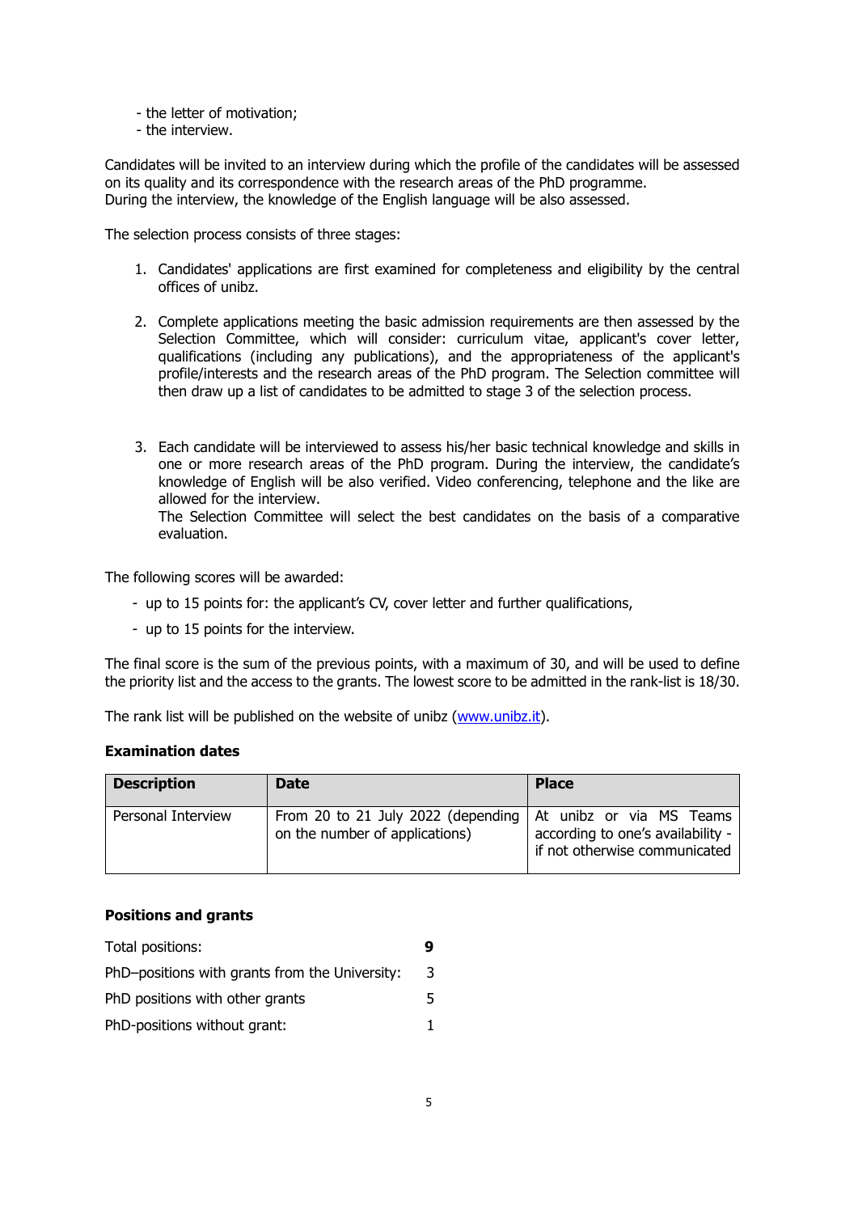- the letter of motivation;
- the interview.

Candidates will be invited to an interview during which the profile of the candidates will be assessed on its quality and its correspondence with the research areas of the PhD programme.
During the interview, the knowledge of the English language will be also assessed.

The selection process consists of three stages:

1. Candidates' applications are first examined for completeness and eligibility by the central offices of unibz.

2. Complete applications meeting the basic admission requirements are then assessed by the Selection Committee, which will consider: curriculum vitae, applicant's cover letter, qualifications (including any publications), and the appropriateness of the applicant's profile/interests and the research areas of the PhD program. The Selection committee will then draw up a list of candidates to be admitted to stage 3 of the selection process.

3. Each candidate will be interviewed to assess his/her basic technical knowledge and skills in one or more research areas of the PhD program. During the interview, the candidate's knowledge of English will be also verified. Video conferencing, telephone and the like are allowed for the interview.
   The Selection Committee will select the best candidates on the basis of a comparative evaluation.

The following scores will be awarded:

- up to 15 points for: the applicant's CV, cover letter and further qualifications,
- up to 15 points for the interview.

The final score is the sum of the previous points, with a maximum of 30, and will be used to define the priority list and the access to the grants. The lowest score to be admitted in the rank-list is 18/30.

The rank list will be published on the website of unibz (www.unibz.it).

**Examination dates**

| Description | Date | Place |
|---|---|---|
| Personal Interview | From 20 to 21 July 2022 (depending on the number of applications) | At unibz or via MS Teams according to one's availability - if not otherwise communicated |

**Positions and grants**

| | |
|---|---|
| Total positions: | **9** |
| PhD–positions with grants from the University: | 3 |
| PhD positions with other grants | 5 |
| PhD-positions without grant: | 1 |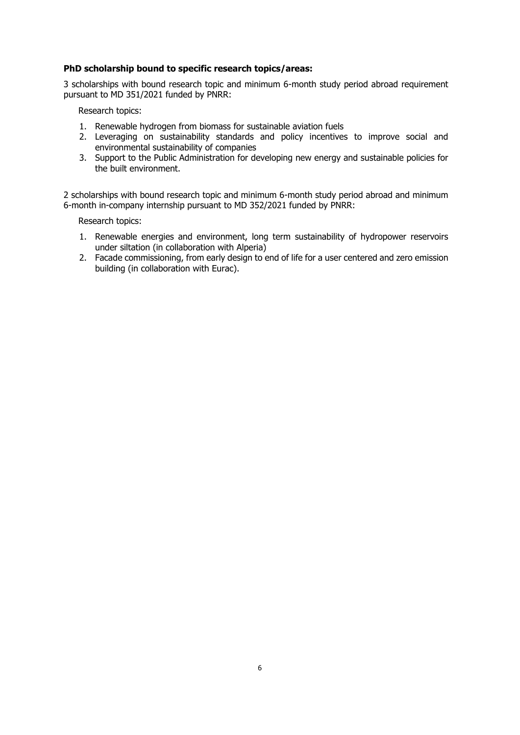**PhD scholarship bound to specific research topics/areas:**

3 scholarships with bound research topic and minimum 6-month study period abroad requirement pursuant to MD 351/2021 funded by PNRR:

Research topics:

1. Renewable hydrogen from biomass for sustainable aviation fuels
2. Leveraging on sustainability standards and policy incentives to improve social and environmental sustainability of companies
3. Support to the Public Administration for developing new energy and sustainable policies for the built environment.

2 scholarships with bound research topic and minimum 6-month study period abroad and minimum 6-month in-company internship pursuant to MD 352/2021 funded by PNRR:

Research topics:

1. Renewable energies and environment, long term sustainability of hydropower reservoirs under siltation (in collaboration with Alperia)
2. Facade commissioning, from early design to end of life for a user centered and zero emission building (in collaboration with Eurac).